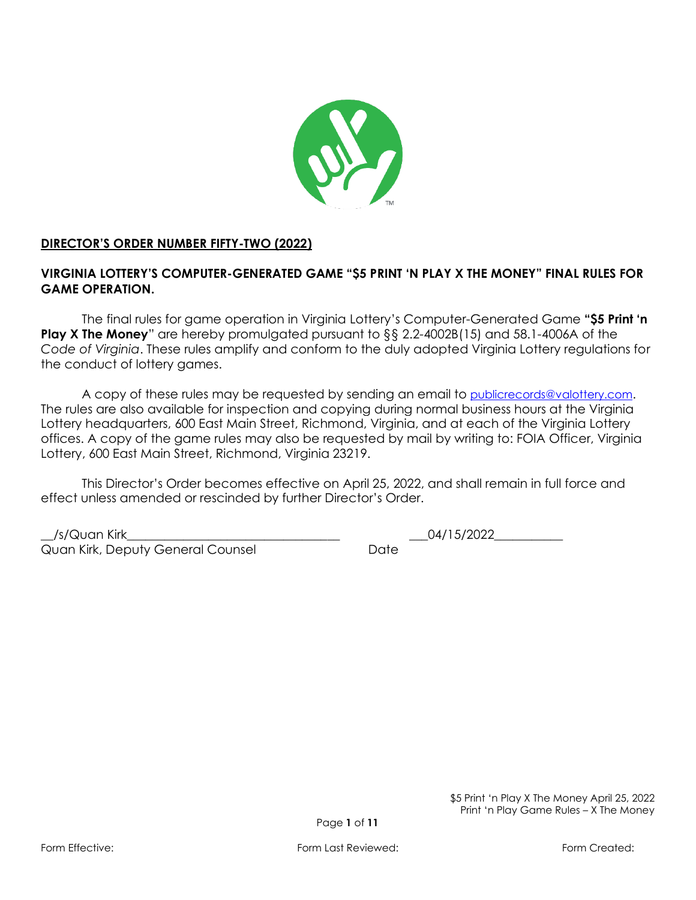**DIRECTOR'S ORDER NUMBER FIFTY-TWO (2022)**

**VIRGINIA LOTTERY'S COMPUTER-GENERATED GAME "$5 PRINT 'N PLAY X THE MONEY" FINAL RULES FOR GAME OPERATION.**

The final rules for game operation in Virginia Lottery's Computer-Generated Game **"$5 Print 'n Play X The Money"** are hereby promulgated pursuant to §§ 2.2-4002B(15) and 58.1-4006A of the *Code of Virginia*. These rules amplify and conform to the duly adopted Virginia Lottery regulations for the conduct of lottery games.

A copy of these rules may be requested by sending an email to publicrecords@valottery.com. The rules are also available for inspection and copying during normal business hours at the Virginia Lottery headquarters, 600 East Main Street, Richmond, Virginia, and at each of the Virginia Lottery offices. A copy of the game rules may also be requested by mail by writing to: FOIA Officer, Virginia Lottery, 600 East Main Street, Richmond, Virginia 23219.

This Director's Order becomes effective on April 25, 2022, and shall remain in full force and effect unless amended or rescinded by further Director's Order.

/s/Quan Kirk — 04/15/2022
Quan Kirk, Deputy General Counsel — Date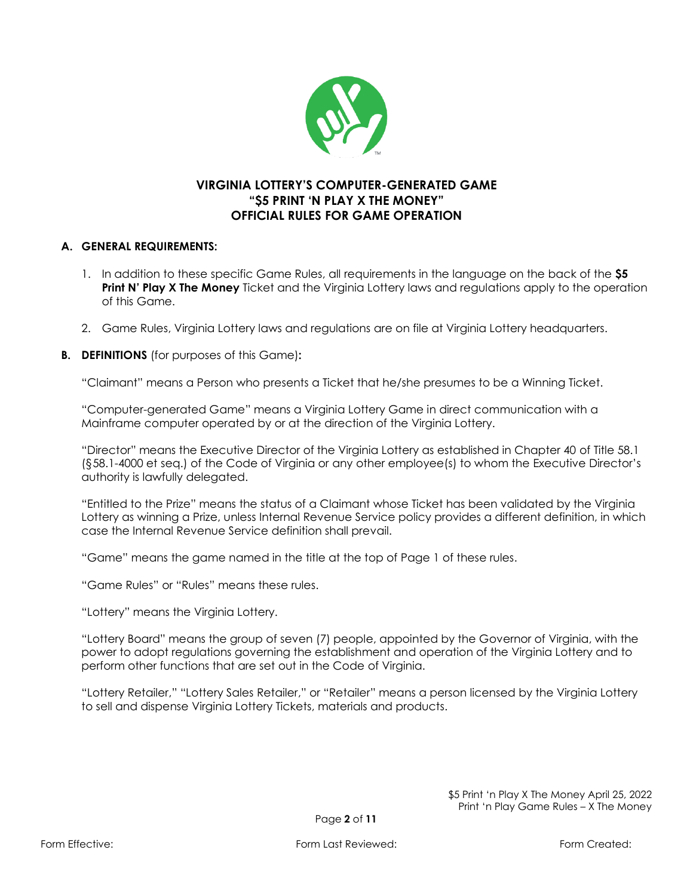# VIRGINIA LOTTERY'S COMPUTER-GENERATED GAME "$5 PRINT 'N PLAY X THE MONEY" OFFICIAL RULES FOR GAME OPERATION

## A. GENERAL REQUIREMENTS:

1. In addition to these specific Game Rules, all requirements in the language on the back of the **$5 Print N' Play X The Money** Ticket and the Virginia Lottery laws and regulations apply to the operation of this Game.

2. Game Rules, Virginia Lottery laws and regulations are on file at Virginia Lottery headquarters.

## B. DEFINITIONS (for purposes of this Game):

"Claimant" means a Person who presents a Ticket that he/she presumes to be a Winning Ticket.

"Computer-generated Game" means a Virginia Lottery Game in direct communication with a Mainframe computer operated by or at the direction of the Virginia Lottery.

"Director" means the Executive Director of the Virginia Lottery as established in Chapter 40 of Title 58.1 (§58.1-4000 et seq.) of the Code of Virginia or any other employee(s) to whom the Executive Director's authority is lawfully delegated.

"Entitled to the Prize" means the status of a Claimant whose Ticket has been validated by the Virginia Lottery as winning a Prize, unless Internal Revenue Service policy provides a different definition, in which case the Internal Revenue Service definition shall prevail.

"Game" means the game named in the title at the top of Page 1 of these rules.

"Game Rules" or "Rules" means these rules.

"Lottery" means the Virginia Lottery.

"Lottery Board" means the group of seven (7) people, appointed by the Governor of Virginia, with the power to adopt regulations governing the establishment and operation of the Virginia Lottery and to perform other functions that are set out in the Code of Virginia.

"Lottery Retailer," "Lottery Sales Retailer," or "Retailer" means a person licensed by the Virginia Lottery to sell and dispense Virginia Lottery Tickets, materials and products.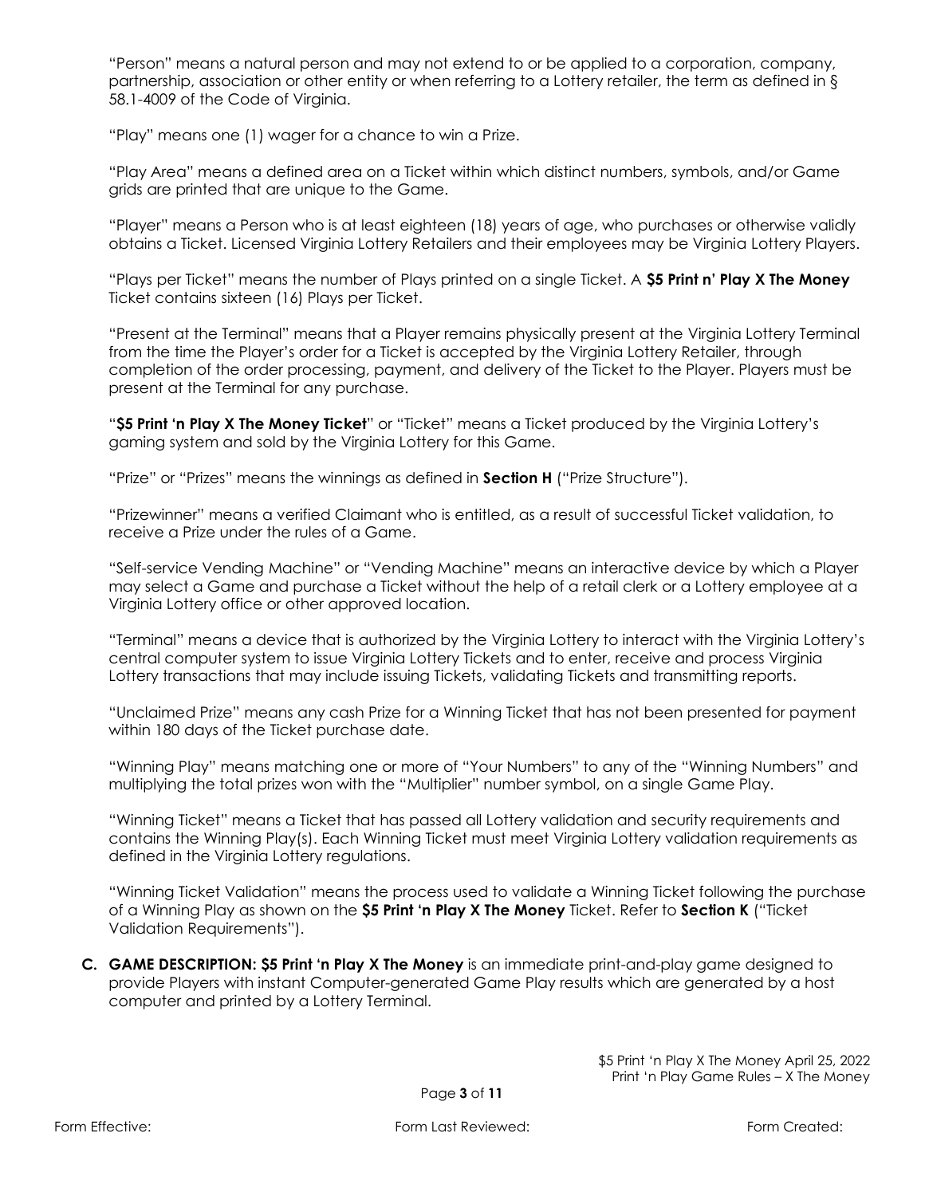"Person" means a natural person and may not extend to or be applied to a corporation, company, partnership, association or other entity or when referring to a Lottery retailer, the term as defined in § 58.1-4009 of the Code of Virginia.

"Play" means one (1) wager for a chance to win a Prize.

"Play Area" means a defined area on a Ticket within which distinct numbers, symbols, and/or Game grids are printed that are unique to the Game.

"Player" means a Person who is at least eighteen (18) years of age, who purchases or otherwise validly obtains a Ticket. Licensed Virginia Lottery Retailers and their employees may be Virginia Lottery Players.

"Plays per Ticket" means the number of Plays printed on a single Ticket. A **$5 Print n' Play X The Money** Ticket contains sixteen (16) Plays per Ticket.

"Present at the Terminal" means that a Player remains physically present at the Virginia Lottery Terminal from the time the Player's order for a Ticket is accepted by the Virginia Lottery Retailer, through completion of the order processing, payment, and delivery of the Ticket to the Player. Players must be present at the Terminal for any purchase.

"**$5 Print 'n Play X The Money Ticket**" or "Ticket" means a Ticket produced by the Virginia Lottery's gaming system and sold by the Virginia Lottery for this Game.

"Prize" or "Prizes" means the winnings as defined in **Section H** ("Prize Structure").

"Prizewinner" means a verified Claimant who is entitled, as a result of successful Ticket validation, to receive a Prize under the rules of a Game.

"Self-service Vending Machine" or "Vending Machine" means an interactive device by which a Player may select a Game and purchase a Ticket without the help of a retail clerk or a Lottery employee at a Virginia Lottery office or other approved location.

"Terminal" means a device that is authorized by the Virginia Lottery to interact with the Virginia Lottery's central computer system to issue Virginia Lottery Tickets and to enter, receive and process Virginia Lottery transactions that may include issuing Tickets, validating Tickets and transmitting reports.

"Unclaimed Prize" means any cash Prize for a Winning Ticket that has not been presented for payment within 180 days of the Ticket purchase date.

"Winning Play" means matching one or more of "Your Numbers" to any of the "Winning Numbers" and multiplying the total prizes won with the "Multiplier" number symbol, on a single Game Play.

"Winning Ticket" means a Ticket that has passed all Lottery validation and security requirements and contains the Winning Play(s). Each Winning Ticket must meet Virginia Lottery validation requirements as defined in the Virginia Lottery regulations.

"Winning Ticket Validation" means the process used to validate a Winning Ticket following the purchase of a Winning Play as shown on the **$5 Print 'n Play X The Money** Ticket. Refer to **Section K** ("Ticket Validation Requirements").

**C. GAME DESCRIPTION: $5 Print 'n Play X The Money** is an immediate print-and-play game designed to provide Players with instant Computer-generated Game Play results which are generated by a host computer and printed by a Lottery Terminal.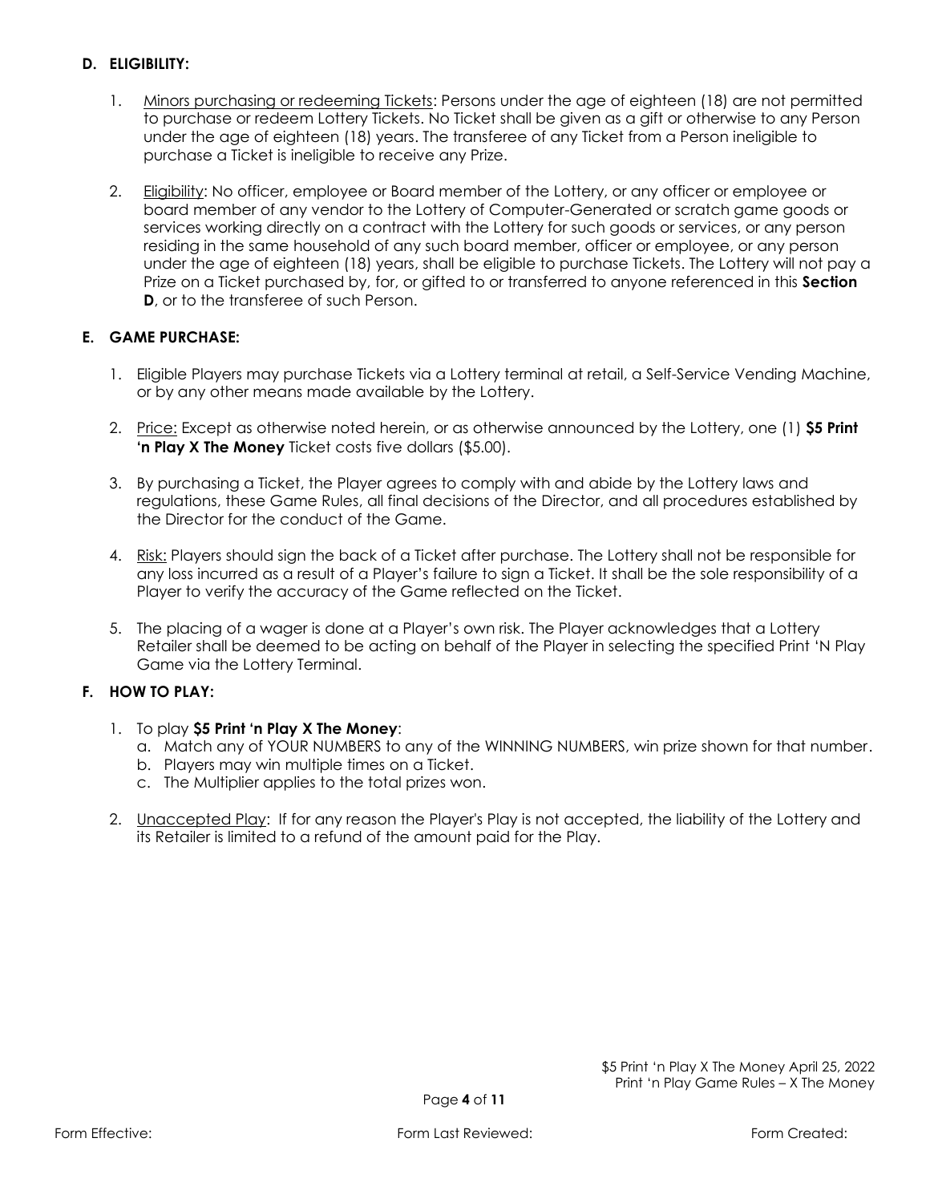## D. ELIGIBILITY:

1. Minors purchasing or redeeming Tickets: Persons under the age of eighteen (18) are not permitted to purchase or redeem Lottery Tickets. No Ticket shall be given as a gift or otherwise to any Person under the age of eighteen (18) years. The transferee of any Ticket from a Person ineligible to purchase a Ticket is ineligible to receive any Prize.

2. Eligibility: No officer, employee or Board member of the Lottery, or any officer or employee or board member of any vendor to the Lottery of Computer-Generated or scratch game goods or services working directly on a contract with the Lottery for such goods or services, or any person residing in the same household of any such board member, officer or employee, or any person under the age of eighteen (18) years, shall be eligible to purchase Tickets. The Lottery will not pay a Prize on a Ticket purchased by, for, or gifted to or transferred to anyone referenced in this **Section D**, or to the transferee of such Person.

## E. GAME PURCHASE:

1. Eligible Players may purchase Tickets via a Lottery terminal at retail, a Self-Service Vending Machine, or by any other means made available by the Lottery.

2. Price: Except as otherwise noted herein, or as otherwise announced by the Lottery, one (1) **$5 Print 'n Play X The Money** Ticket costs five dollars ($5.00).

3. By purchasing a Ticket, the Player agrees to comply with and abide by the Lottery laws and regulations, these Game Rules, all final decisions of the Director, and all procedures established by the Director for the conduct of the Game.

4. Risk: Players should sign the back of a Ticket after purchase. The Lottery shall not be responsible for any loss incurred as a result of a Player's failure to sign a Ticket. It shall be the sole responsibility of a Player to verify the accuracy of the Game reflected on the Ticket.

5. The placing of a wager is done at a Player's own risk. The Player acknowledges that a Lottery Retailer shall be deemed to be acting on behalf of the Player in selecting the specified Print 'N Play Game via the Lottery Terminal.

## F. HOW TO PLAY:

1. To play **$5 Print 'n Play X The Money**:
   a. Match any of YOUR NUMBERS to any of the WINNING NUMBERS, win prize shown for that number.
   b. Players may win multiple times on a Ticket.
   c. The Multiplier applies to the total prizes won.

2. Unaccepted Play: If for any reason the Player's Play is not accepted, the liability of the Lottery and its Retailer is limited to a refund of the amount paid for the Play.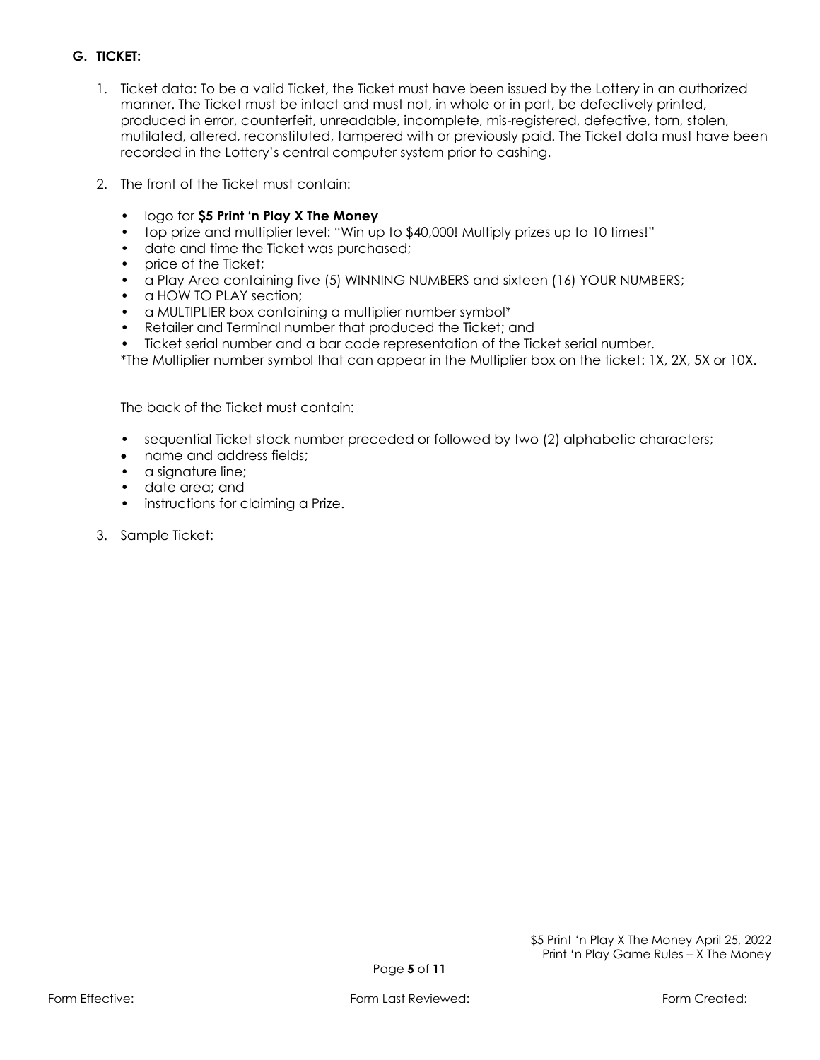## G. TICKET:

1. Ticket data: To be a valid Ticket, the Ticket must have been issued by the Lottery in an authorized manner. The Ticket must be intact and must not, in whole or in part, be defectively printed, produced in error, counterfeit, unreadable, incomplete, mis-registered, defective, torn, stolen, mutilated, altered, reconstituted, tampered with or previously paid. The Ticket data must have been recorded in the Lottery's central computer system prior to cashing.

2. The front of the Ticket must contain:

   - logo for **$5 Print 'n Play X The Money**
   - top prize and multiplier level: "Win up to $40,000! Multiply prizes up to 10 times!"
   - date and time the Ticket was purchased;
   - price of the Ticket;
   - a Play Area containing five (5) WINNING NUMBERS and sixteen (16) YOUR NUMBERS;
   - a HOW TO PLAY section;
   - a MULTIPLIER box containing a multiplier number symbol*
   - Retailer and Terminal number that produced the Ticket; and
   - Ticket serial number and a bar code representation of the Ticket serial number.

   *The Multiplier number symbol that can appear in the Multiplier box on the ticket: 1X, 2X, 5X or 10X.

   The back of the Ticket must contain:

   - sequential Ticket stock number preceded or followed by two (2) alphabetic characters;
   - name and address fields;
   - a signature line;
   - date area; and
   - instructions for claiming a Prize.

3. Sample Ticket: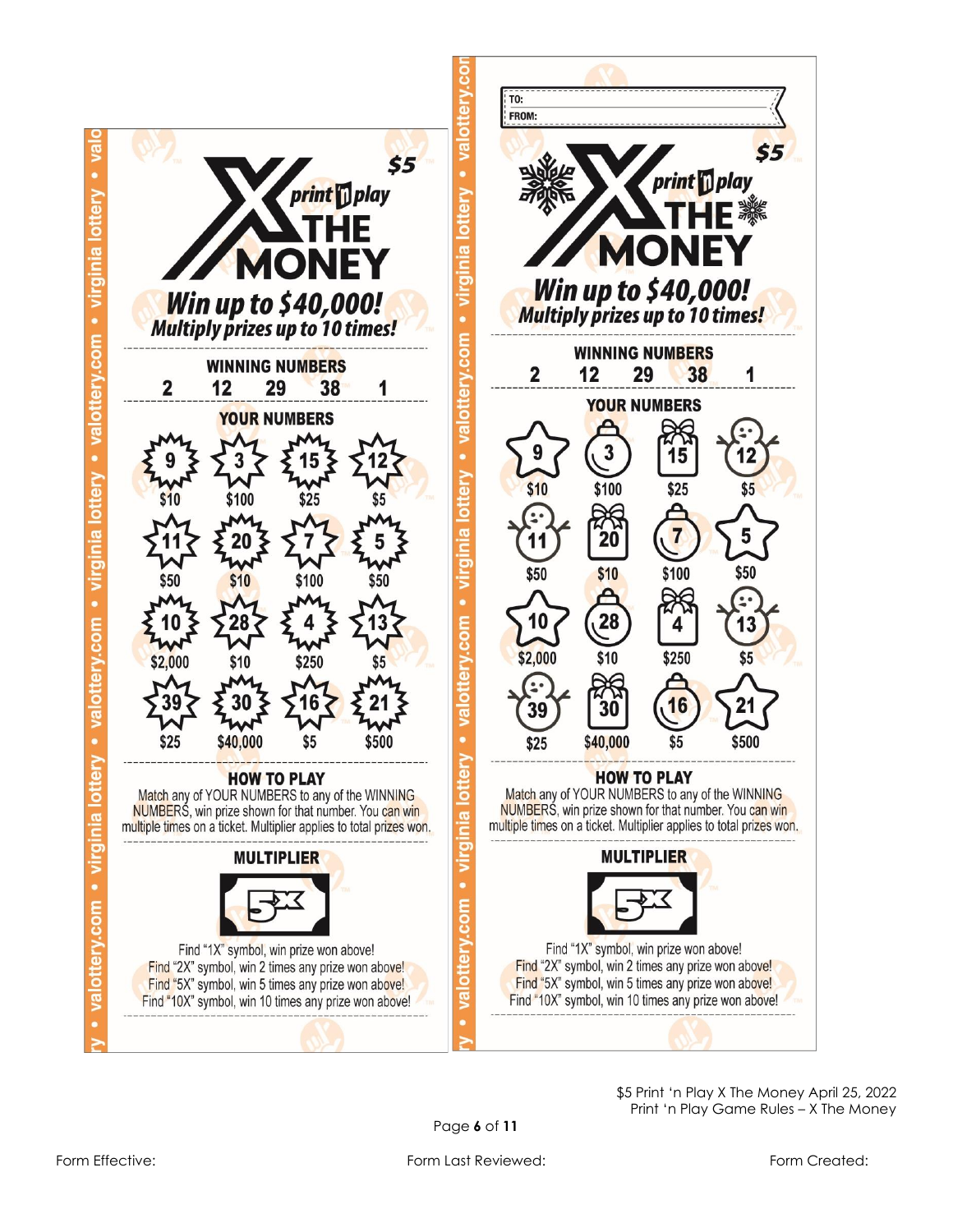**$5**

**print 'n play X THE MONEY**

***Win up to $40,000!***

***Multiply prizes up to 10 times!***

**WINNING NUMBERS**

2 12 29 38 1

**YOUR NUMBERS**

| | | | |
|---|---|---|---|
| 9 $10 | 3 $100 | 15 $25 | 12 $5 |
| 11 $50 | 20 $10 | 7 $100 | 5 $50 |
| 10 $2,000 | 28 $10 | 4 $250 | 13 $5 |
| 39 $25 | 30 $40,000 | 16 $5 | 21 $500 |

**HOW TO PLAY**

Match any of YOUR NUMBERS to any of the WINNING NUMBERS, win prize shown for that number. You can win multiple times on a ticket. Multiplier applies to total prizes won.

**MULTIPLIER**

5X

Find "1X" symbol, win prize won above!
Find "2X" symbol, win 2 times any prize won above!
Find "5X" symbol, win 5 times any prize won above!
Find "10X" symbol, win 10 times any prize won above!

---

TO:
FROM:

**$5**

**print 'n play X THE MONEY**

***Win up to $40,000!***

***Multiply prizes up to 10 times!***

**WINNING NUMBERS**

2 12 29 38 1

**YOUR NUMBERS**

| | | | |
|---|---|---|---|
| 9 $10 | 3 $100 | 15 $25 | 12 $5 |
| 11 $50 | 20 $10 | 7 $100 | 5 $50 |
| 10 $2,000 | 28 $10 | 4 $250 | 13 $5 |
| 39 $25 | 30 $40,000 | 16 $5 | 21 $500 |

**HOW TO PLAY**

Match any of YOUR NUMBERS to any of the WINNING NUMBERS, win prize shown for that number. You can win multiple times on a ticket. Multiplier applies to total prizes won.

**MULTIPLIER**

5X

Find "1X" symbol, win prize won above!
Find "2X" symbol, win 2 times any prize won above!
Find "5X" symbol, win 5 times any prize won above!
Find "10X" symbol, win 10 times any prize won above!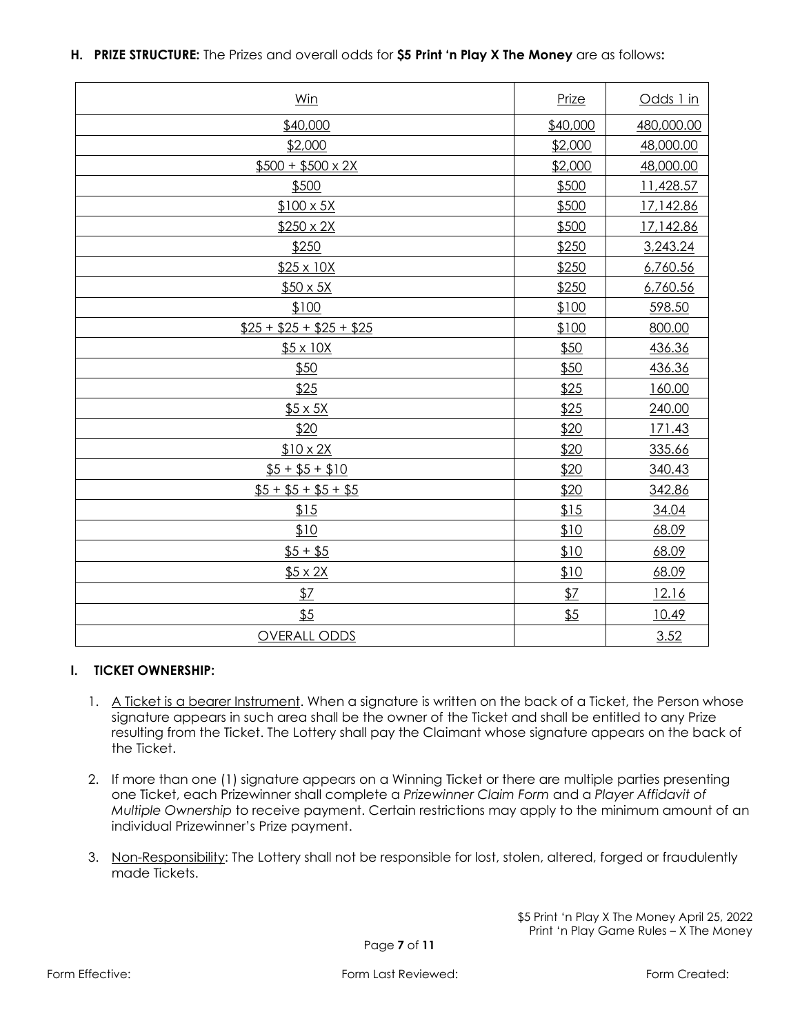**H. PRIZE STRUCTURE:** The Prizes and overall odds for **$5 Print 'n Play X The Money** are as follows**:**

| Win | Prize | Odds 1 in |
|---|---|---|
| $40,000 | $40,000 | 480,000.00 |
| $2,000 | $2,000 | 48,000.00 |
| $500 + $500 x 2X | $2,000 | 48,000.00 |
| $500 | $500 | 11,428.57 |
| $100 x 5X | $500 | 17,142.86 |
| $250 x 2X | $500 | 17,142.86 |
| $250 | $250 | 3,243.24 |
| $25 x 10X | $250 | 6,760.56 |
| $50 x 5X | $250 | 6,760.56 |
| $100 | $100 | 598.50 |
| $25 + $25 + $25 + $25 | $100 | 800.00 |
| $5 x 10X | $50 | 436.36 |
| $50 | $50 | 436.36 |
| $25 | $25 | 160.00 |
| $5 x 5X | $25 | 240.00 |
| $20 | $20 | 171.43 |
| $10 x 2X | $20 | 335.66 |
| $5 + $5 + $10 | $20 | 340.43 |
| $5 + $5 + $5 + $5 | $20 | 342.86 |
| $15 | $15 | 34.04 |
| $10 | $10 | 68.09 |
| $5 + $5 | $10 | 68.09 |
| $5 x 2X | $10 | 68.09 |
| $7 | $7 | 12.16 |
| $5 | $5 | 10.49 |
| OVERALL ODDS | | 3.52 |

**I. TICKET OWNERSHIP:**

1. A Ticket is a bearer Instrument. When a signature is written on the back of a Ticket, the Person whose signature appears in such area shall be the owner of the Ticket and shall be entitled to any Prize resulting from the Ticket. The Lottery shall pay the Claimant whose signature appears on the back of the Ticket.

2. If more than one (1) signature appears on a Winning Ticket or there are multiple parties presenting one Ticket, each Prizewinner shall complete a *Prizewinner Claim Form* and a *Player Affidavit of Multiple Ownership* to receive payment. Certain restrictions may apply to the minimum amount of an individual Prizewinner's Prize payment.

3. Non-Responsibility: The Lottery shall not be responsible for lost, stolen, altered, forged or fraudulently made Tickets.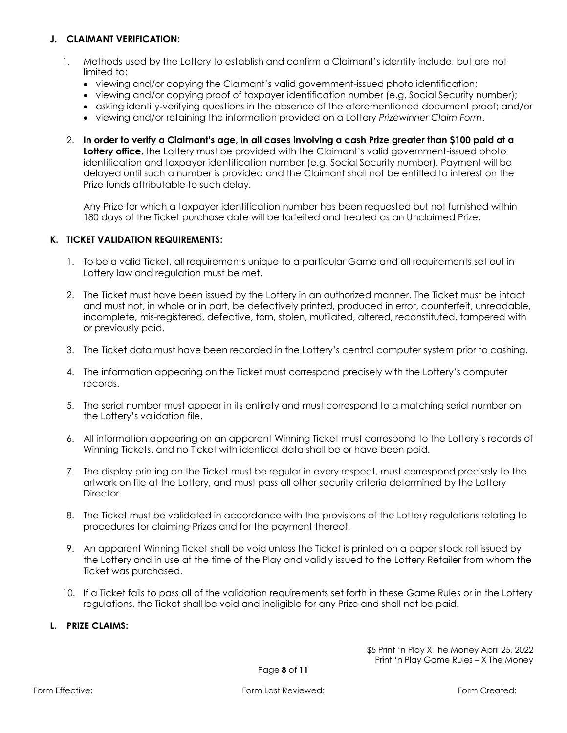## J. CLAIMANT VERIFICATION:

1. Methods used by the Lottery to establish and confirm a Claimant's identity include, but are not limited to:
   - viewing and/or copying the Claimant's valid government-issued photo identification;
   - viewing and/or copying proof of taxpayer identification number (e.g. Social Security number);
   - asking identity-verifying questions in the absence of the aforementioned document proof; and/or
   - viewing and/or retaining the information provided on a Lottery *Prizewinner Claim Form*.

2. **In order to verify a Claimant's age, in all cases involving a cash Prize greater than $100 paid at a Lottery office**, the Lottery must be provided with the Claimant's valid government-issued photo identification and taxpayer identification number (e.g. Social Security number). Payment will be delayed until such a number is provided and the Claimant shall not be entitled to interest on the Prize funds attributable to such delay.

   Any Prize for which a taxpayer identification number has been requested but not furnished within 180 days of the Ticket purchase date will be forfeited and treated as an Unclaimed Prize.

## K. TICKET VALIDATION REQUIREMENTS:

1. To be a valid Ticket, all requirements unique to a particular Game and all requirements set out in Lottery law and regulation must be met.

2. The Ticket must have been issued by the Lottery in an authorized manner. The Ticket must be intact and must not, in whole or in part, be defectively printed, produced in error, counterfeit, unreadable, incomplete, mis-registered, defective, torn, stolen, mutilated, altered, reconstituted, tampered with or previously paid.

3. The Ticket data must have been recorded in the Lottery's central computer system prior to cashing.

4. The information appearing on the Ticket must correspond precisely with the Lottery's computer records.

5. The serial number must appear in its entirety and must correspond to a matching serial number on the Lottery's validation file.

6. All information appearing on an apparent Winning Ticket must correspond to the Lottery's records of Winning Tickets, and no Ticket with identical data shall be or have been paid.

7. The display printing on the Ticket must be regular in every respect, must correspond precisely to the artwork on file at the Lottery, and must pass all other security criteria determined by the Lottery Director.

8. The Ticket must be validated in accordance with the provisions of the Lottery regulations relating to procedures for claiming Prizes and for the payment thereof.

9. An apparent Winning Ticket shall be void unless the Ticket is printed on a paper stock roll issued by the Lottery and in use at the time of the Play and validly issued to the Lottery Retailer from whom the Ticket was purchased.

10. If a Ticket fails to pass all of the validation requirements set forth in these Game Rules or in the Lottery regulations, the Ticket shall be void and ineligible for any Prize and shall not be paid.

## L. PRIZE CLAIMS: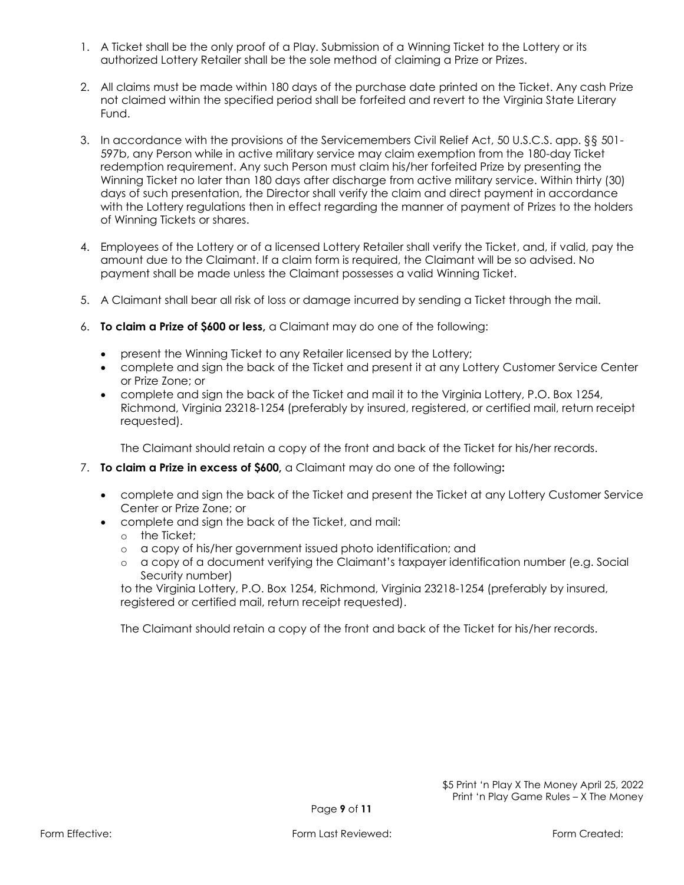1. A Ticket shall be the only proof of a Play. Submission of a Winning Ticket to the Lottery or its authorized Lottery Retailer shall be the sole method of claiming a Prize or Prizes.

2. All claims must be made within 180 days of the purchase date printed on the Ticket. Any cash Prize not claimed within the specified period shall be forfeited and revert to the Virginia State Literary Fund.

3. In accordance with the provisions of the Servicemembers Civil Relief Act, 50 U.S.C.S. app. §§ 501-597b, any Person while in active military service may claim exemption from the 180-day Ticket redemption requirement. Any such Person must claim his/her forfeited Prize by presenting the Winning Ticket no later than 180 days after discharge from active military service. Within thirty (30) days of such presentation, the Director shall verify the claim and direct payment in accordance with the Lottery regulations then in effect regarding the manner of payment of Prizes to the holders of Winning Tickets or shares.

4. Employees of the Lottery or of a licensed Lottery Retailer shall verify the Ticket, and, if valid, pay the amount due to the Claimant. If a claim form is required, the Claimant will be so advised. No payment shall be made unless the Claimant possesses a valid Winning Ticket.

5. A Claimant shall bear all risk of loss or damage incurred by sending a Ticket through the mail.

6. **To claim a Prize of $600 or less,** a Claimant may do one of the following:

   - present the Winning Ticket to any Retailer licensed by the Lottery;
   - complete and sign the back of the Ticket and present it at any Lottery Customer Service Center or Prize Zone; or
   - complete and sign the back of the Ticket and mail it to the Virginia Lottery, P.O. Box 1254, Richmond, Virginia 23218-1254 (preferably by insured, registered, or certified mail, return receipt requested).

   The Claimant should retain a copy of the front and back of the Ticket for his/her records.

7. **To claim a Prize in excess of $600,** a Claimant may do one of the following**:**

   - complete and sign the back of the Ticket and present the Ticket at any Lottery Customer Service Center or Prize Zone; or
   - complete and sign the back of the Ticket, and mail:
     - the Ticket;
     - a copy of his/her government issued photo identification; and
     - a copy of a document verifying the Claimant's taxpayer identification number (e.g. Social Security number)

     to the Virginia Lottery, P.O. Box 1254, Richmond, Virginia 23218-1254 (preferably by insured, registered or certified mail, return receipt requested).

   The Claimant should retain a copy of the front and back of the Ticket for his/her records.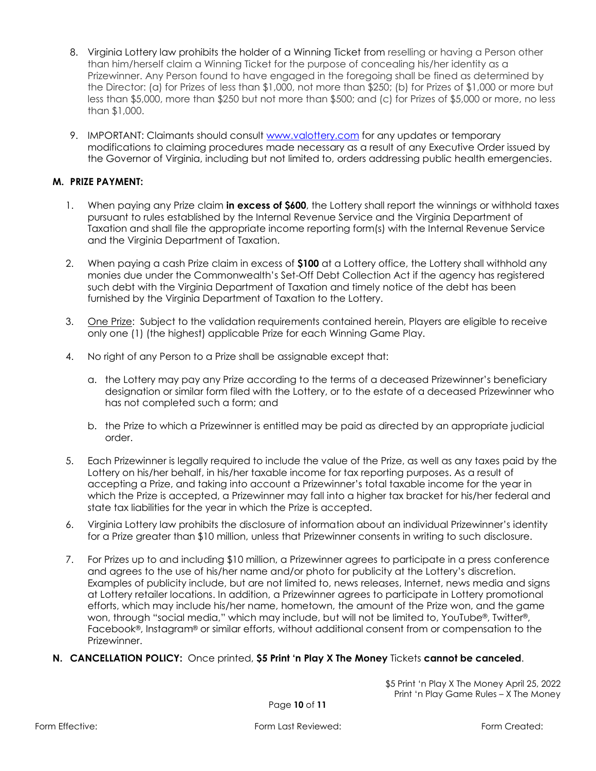8. Virginia Lottery law prohibits the holder of a Winning Ticket from reselling or having a Person other than him/herself claim a Winning Ticket for the purpose of concealing his/her identity as a Prizewinner. Any Person found to have engaged in the foregoing shall be fined as determined by the Director: (a) for Prizes of less than $1,000, not more than $250; (b) for Prizes of $1,000 or more but less than $5,000, more than $250 but not more than $500; and (c) for Prizes of $5,000 or more, no less than $1,000.

9. IMPORTANT: Claimants should consult [www.valottery.com](http://www.valottery.com) for any updates or temporary modifications to claiming procedures made necessary as a result of any Executive Order issued by the Governor of Virginia, including but not limited to, orders addressing public health emergencies.

**M. PRIZE PAYMENT:**

1. When paying any Prize claim **in excess of $600**, the Lottery shall report the winnings or withhold taxes pursuant to rules established by the Internal Revenue Service and the Virginia Department of Taxation and shall file the appropriate income reporting form(s) with the Internal Revenue Service and the Virginia Department of Taxation.

2. When paying a cash Prize claim in excess of **$100** at a Lottery office, the Lottery shall withhold any monies due under the Commonwealth's Set-Off Debt Collection Act if the agency has registered such debt with the Virginia Department of Taxation and timely notice of the debt has been furnished by the Virginia Department of Taxation to the Lottery.

3. One Prize: Subject to the validation requirements contained herein, Players are eligible to receive only one (1) (the highest) applicable Prize for each Winning Game Play.

4. No right of any Person to a Prize shall be assignable except that:

   a. the Lottery may pay any Prize according to the terms of a deceased Prizewinner's beneficiary designation or similar form filed with the Lottery, or to the estate of a deceased Prizewinner who has not completed such a form; and

   b. the Prize to which a Prizewinner is entitled may be paid as directed by an appropriate judicial order.

5. Each Prizewinner is legally required to include the value of the Prize, as well as any taxes paid by the Lottery on his/her behalf, in his/her taxable income for tax reporting purposes. As a result of accepting a Prize, and taking into account a Prizewinner's total taxable income for the year in which the Prize is accepted, a Prizewinner may fall into a higher tax bracket for his/her federal and state tax liabilities for the year in which the Prize is accepted.

6. Virginia Lottery law prohibits the disclosure of information about an individual Prizewinner's identity for a Prize greater than $10 million, unless that Prizewinner consents in writing to such disclosure.

7. For Prizes up to and including $10 million, a Prizewinner agrees to participate in a press conference and agrees to the use of his/her name and/or photo for publicity at the Lottery's discretion. Examples of publicity include, but are not limited to, news releases, Internet, news media and signs at Lottery retailer locations. In addition, a Prizewinner agrees to participate in Lottery promotional efforts, which may include his/her name, hometown, the amount of the Prize won, and the game won, through "social media," which may include, but will not be limited to, YouTube®, Twitter®, Facebook®, Instagram® or similar efforts, without additional consent from or compensation to the Prizewinner.

**N. CANCELLATION POLICY:** Once printed, **$5 Print 'n Play X The Money** Tickets **cannot be canceled**.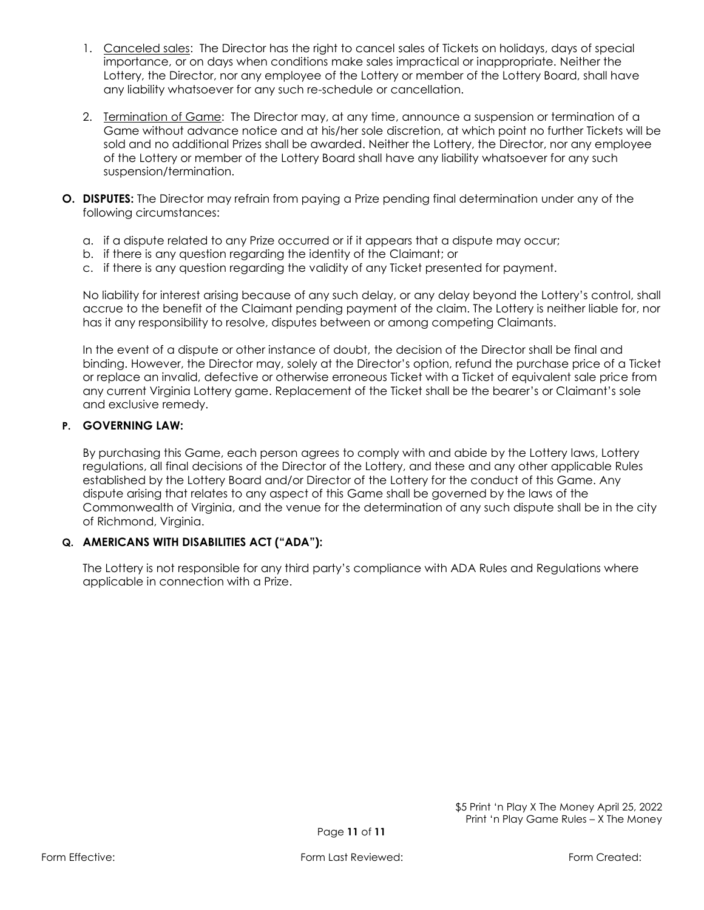1. Canceled sales: The Director has the right to cancel sales of Tickets on holidays, days of special importance, or on days when conditions make sales impractical or inappropriate. Neither the Lottery, the Director, nor any employee of the Lottery or member of the Lottery Board, shall have any liability whatsoever for any such re-schedule or cancellation.

2. Termination of Game: The Director may, at any time, announce a suspension or termination of a Game without advance notice and at his/her sole discretion, at which point no further Tickets will be sold and no additional Prizes shall be awarded. Neither the Lottery, the Director, nor any employee of the Lottery or member of the Lottery Board shall have any liability whatsoever for any such suspension/termination.

**O. DISPUTES:** The Director may refrain from paying a Prize pending final determination under any of the following circumstances:

a. if a dispute related to any Prize occurred or if it appears that a dispute may occur;
b. if there is any question regarding the identity of the Claimant; or
c. if there is any question regarding the validity of any Ticket presented for payment.

No liability for interest arising because of any such delay, or any delay beyond the Lottery's control, shall accrue to the benefit of the Claimant pending payment of the claim. The Lottery is neither liable for, nor has it any responsibility to resolve, disputes between or among competing Claimants.

In the event of a dispute or other instance of doubt, the decision of the Director shall be final and binding. However, the Director may, solely at the Director's option, refund the purchase price of a Ticket or replace an invalid, defective or otherwise erroneous Ticket with a Ticket of equivalent sale price from any current Virginia Lottery game. Replacement of the Ticket shall be the bearer's or Claimant's sole and exclusive remedy.

**P. GOVERNING LAW:**

By purchasing this Game, each person agrees to comply with and abide by the Lottery laws, Lottery regulations, all final decisions of the Director of the Lottery, and these and any other applicable Rules established by the Lottery Board and/or Director of the Lottery for the conduct of this Game. Any dispute arising that relates to any aspect of this Game shall be governed by the laws of the Commonwealth of Virginia, and the venue for the determination of any such dispute shall be in the city of Richmond, Virginia.

**Q. AMERICANS WITH DISABILITIES ACT ("ADA"):**

The Lottery is not responsible for any third party's compliance with ADA Rules and Regulations where applicable in connection with a Prize.